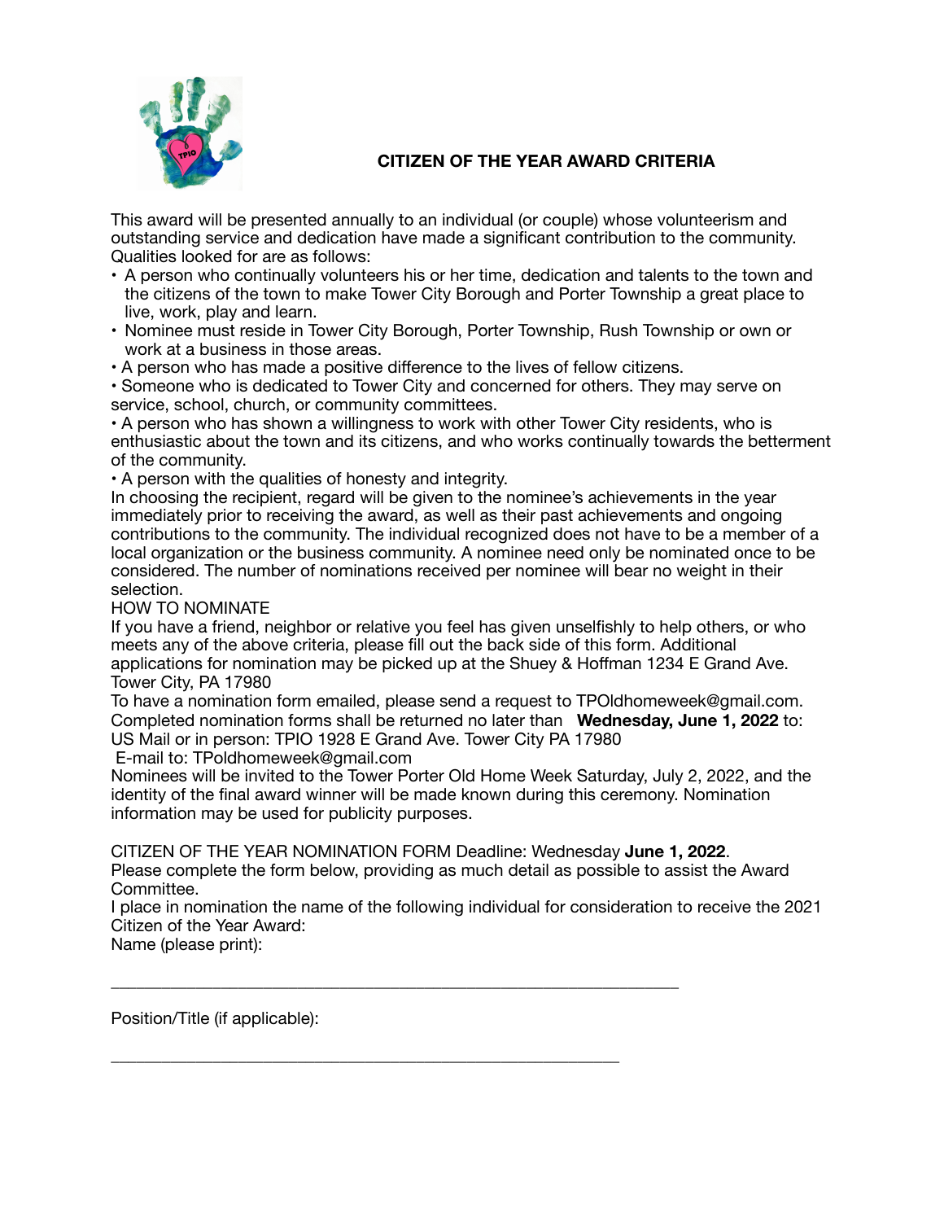# CITIZEN OF THE YEAR AWARD CRITERIA

This award will be presented annually to an individual (or couple) whose volunteerism and outstanding service and dedication have made a significant contribution to the community. Qualities looked for are as follows:

- A person who continually volunteers his or her time, dedication and talents to the town and the citizens of the town to make Tower City Borough and Porter Township a great place to live, work, play and learn.
- Nominee must reside in Tower City Borough, Porter Township, Rush Township or own or work at a business in those areas.
- A person who has made a positive difference to the lives of fellow citizens.
- Someone who is dedicated to Tower City and concerned for others. They may serve on service, school, church, or community committees.
- A person who has shown a willingness to work with other Tower City residents, who is enthusiastic about the town and its citizens, and who works continually towards the betterment of the community.
- A person with the qualities of honesty and integrity.

In choosing the recipient, regard will be given to the nominee's achievements in the year immediately prior to receiving the award, as well as their past achievements and ongoing contributions to the community. The individual recognized does not have to be a member of a local organization or the business community. A nominee need only be nominated once to be considered. The number of nominations received per nominee will bear no weight in their selection.

HOW TO NOMINATE

If you have a friend, neighbor or relative you feel has given unselfishly to help others, or who meets any of the above criteria, please fill out the back side of this form. Additional applications for nomination may be picked up at the Shuey & Hoffman 1234 E Grand Ave. Tower City, PA 17980

To have a nomination form emailed, please send a request to TPOldhomeweek@gmail.com.
Completed nomination forms shall be returned no later than **Wednesday, June 1, 2022** to:
US Mail or in person: TPIO 1928 E Grand Ave. Tower City PA 17980
E-mail to: TPoldhomeweek@gmail.com

Nominees will be invited to the Tower Porter Old Home Week Saturday, July 2, 2022, and the identity of the final award winner will be made known during this ceremony. Nomination information may be used for publicity purposes.

CITIZEN OF THE YEAR NOMINATION FORM Deadline: Wednesday **June 1, 2022**.
Please complete the form below, providing as much detail as possible to assist the Award Committee.
I place in nomination the name of the following individual for consideration to receive the 2021 Citizen of the Year Award:

Name (please print):

_______________________________________________________________

Position/Title (if applicable):

________________________________________________________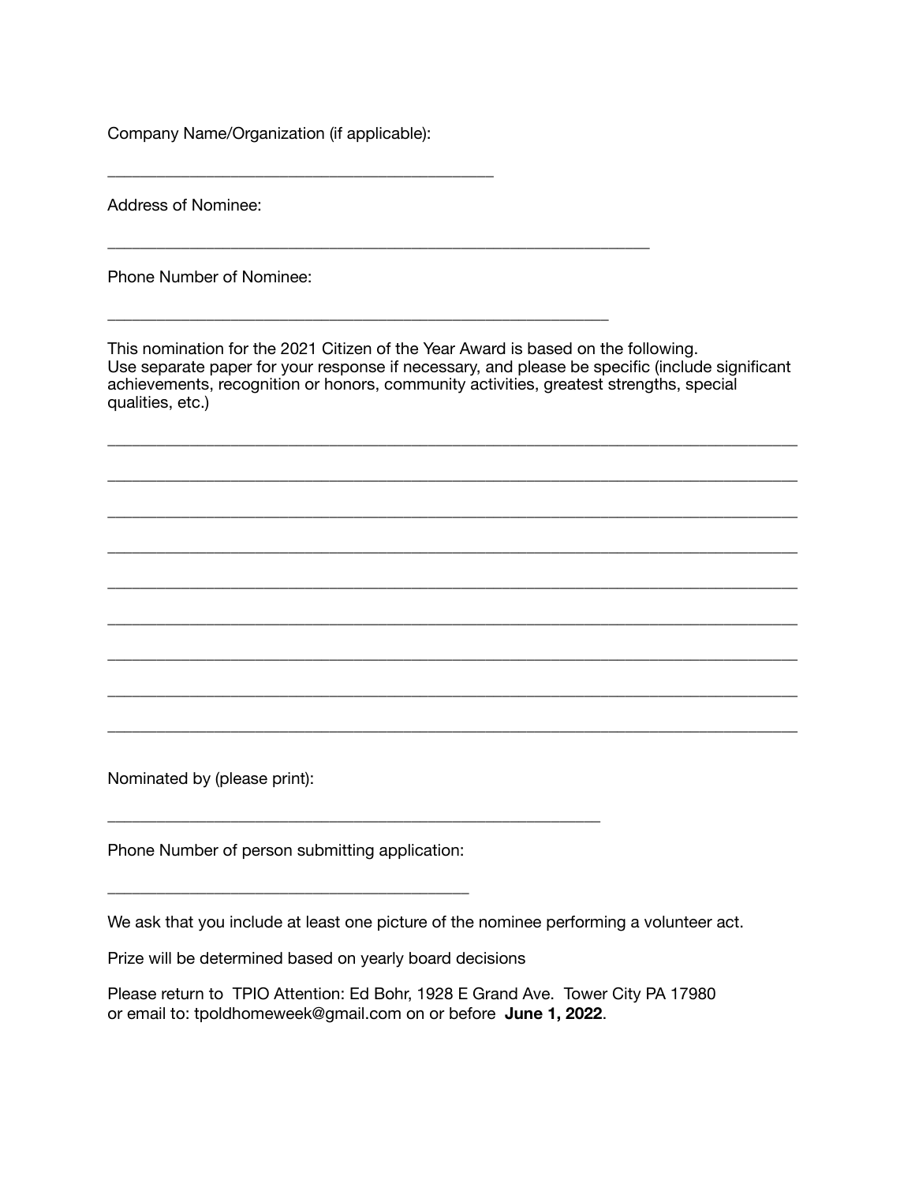Company Name/Organization (if applicable):

\_\_\_\_\_\_\_\_\_\_\_\_\_\_\_\_\_\_\_\_\_\_\_\_\_\_\_\_\_\_\_\_\_\_\_\_\_\_\_\_\_\_\_\_

Address of Nominee:

\_\_\_\_\_\_\_\_\_\_\_\_\_\_\_\_\_\_\_\_\_\_\_\_\_\_\_\_\_\_\_\_\_\_\_\_\_\_\_\_\_\_\_\_\_\_\_\_\_\_\_\_\_\_\_\_\_\_\_\_\_\_

Phone Number of Nominee:

\_\_\_\_\_\_\_\_\_\_\_\_\_\_\_\_\_\_\_\_\_\_\_\_\_\_\_\_\_\_\_\_\_\_\_\_\_\_\_\_\_\_\_\_\_\_\_\_\_\_\_\_\_\_\_\_\_

This nomination for the 2021 Citizen of the Year Award is based on the following.
Use separate paper for your response if necessary, and please be specific (include significant achievements, recognition or honors, community activities, greatest strengths, special qualities, etc.)

\_\_\_\_\_\_\_\_\_\_\_\_\_\_\_\_\_\_\_\_\_\_\_\_\_\_\_\_\_\_\_\_\_\_\_\_\_\_\_\_\_\_\_\_\_\_\_\_\_\_\_\_\_\_\_\_\_\_\_\_\_\_\_\_\_\_\_\_\_\_\_\_\_\_\_\_

\_\_\_\_\_\_\_\_\_\_\_\_\_\_\_\_\_\_\_\_\_\_\_\_\_\_\_\_\_\_\_\_\_\_\_\_\_\_\_\_\_\_\_\_\_\_\_\_\_\_\_\_\_\_\_\_\_\_\_\_\_\_\_\_\_\_\_\_\_\_\_\_\_\_\_\_

\_\_\_\_\_\_\_\_\_\_\_\_\_\_\_\_\_\_\_\_\_\_\_\_\_\_\_\_\_\_\_\_\_\_\_\_\_\_\_\_\_\_\_\_\_\_\_\_\_\_\_\_\_\_\_\_\_\_\_\_\_\_\_\_\_\_\_\_\_\_\_\_\_\_\_\_

\_\_\_\_\_\_\_\_\_\_\_\_\_\_\_\_\_\_\_\_\_\_\_\_\_\_\_\_\_\_\_\_\_\_\_\_\_\_\_\_\_\_\_\_\_\_\_\_\_\_\_\_\_\_\_\_\_\_\_\_\_\_\_\_\_\_\_\_\_\_\_\_\_\_\_\_

\_\_\_\_\_\_\_\_\_\_\_\_\_\_\_\_\_\_\_\_\_\_\_\_\_\_\_\_\_\_\_\_\_\_\_\_\_\_\_\_\_\_\_\_\_\_\_\_\_\_\_\_\_\_\_\_\_\_\_\_\_\_\_\_\_\_\_\_\_\_\_\_\_\_\_\_

\_\_\_\_\_\_\_\_\_\_\_\_\_\_\_\_\_\_\_\_\_\_\_\_\_\_\_\_\_\_\_\_\_\_\_\_\_\_\_\_\_\_\_\_\_\_\_\_\_\_\_\_\_\_\_\_\_\_\_\_\_\_\_\_\_\_\_\_\_\_\_\_\_\_\_\_

\_\_\_\_\_\_\_\_\_\_\_\_\_\_\_\_\_\_\_\_\_\_\_\_\_\_\_\_\_\_\_\_\_\_\_\_\_\_\_\_\_\_\_\_\_\_\_\_\_\_\_\_\_\_\_\_\_\_\_\_\_\_\_\_\_\_\_\_\_\_\_\_\_\_\_\_

\_\_\_\_\_\_\_\_\_\_\_\_\_\_\_\_\_\_\_\_\_\_\_\_\_\_\_\_\_\_\_\_\_\_\_\_\_\_\_\_\_\_\_\_\_\_\_\_\_\_\_\_\_\_\_\_\_\_\_\_\_\_\_\_\_\_\_\_\_\_\_\_\_\_\_\_

\_\_\_\_\_\_\_\_\_\_\_\_\_\_\_\_\_\_\_\_\_\_\_\_\_\_\_\_\_\_\_\_\_\_\_\_\_\_\_\_\_\_\_\_\_\_\_\_\_\_\_\_\_\_\_\_\_\_\_\_\_\_\_\_\_\_\_\_\_\_\_\_\_\_\_\_

Nominated by (please print):

\_\_\_\_\_\_\_\_\_\_\_\_\_\_\_\_\_\_\_\_\_\_\_\_\_\_\_\_\_\_\_\_\_\_\_\_\_\_\_\_\_\_\_\_\_\_\_\_\_\_\_\_\_\_\_\_

Phone Number of person submitting application:

\_\_\_\_\_\_\_\_\_\_\_\_\_\_\_\_\_\_\_\_\_\_\_\_\_\_\_\_\_\_\_\_\_\_\_\_\_\_\_\_\_\_

We ask that you include at least one picture of the nominee performing a volunteer act.

Prize will be determined based on yearly board decisions

Please return to TPIO Attention: Ed Bohr, 1928 E Grand Ave. Tower City PA 17980
or email to: tpoldhomeweek@gmail.com on or before **June 1, 2022**.